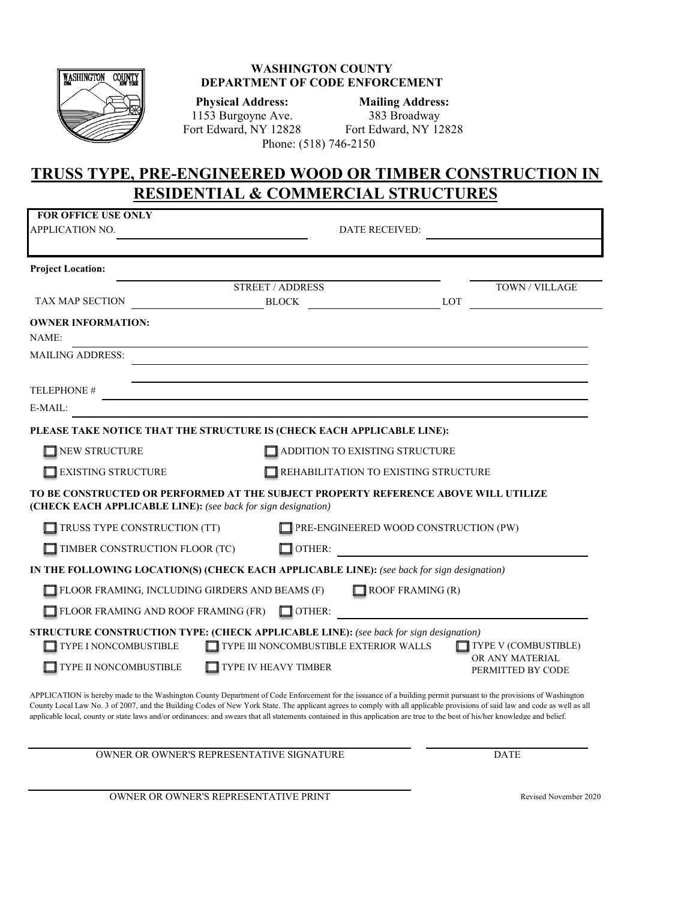**WASHINGTON COUNTY**
**DEPARTMENT OF CODE ENFORCEMENT**

**Physical Address:**
1153 Burgoyne Ave.
Fort Edward, NY 12828

**Mailing Address:**
383 Broadway
Fort Edward, NY 12828

Phone: (518) 746-2150

# TRUSS TYPE, PRE-ENGINEERED WOOD OR TIMBER CONSTRUCTION IN RESIDENTIAL & COMMERCIAL STRUCTURES

**FOR OFFICE USE ONLY**
APPLICATION NO. ______________________ DATE RECEIVED: ______________________

**Project Location:**

______________________ STREET / ADDRESS ______________________ TOWN / VILLAGE

TAX MAP SECTION ______________ BLOCK ______________ LOT ______________

**OWNER INFORMATION:**

NAME: ______________________

MAILING ADDRESS: ______________________

______________________

TELEPHONE # ______________________

E-MAIL: ______________________

**PLEASE TAKE NOTICE THAT THE STRUCTURE IS (CHECK EACH APPLICABLE LINE):**

- ☐ NEW STRUCTURE
- ☐ ADDITION TO EXISTING STRUCTURE
- ☐ EXISTING STRUCTURE
- ☐ REHABILITATION TO EXISTING STRUCTURE

**TO BE CONSTRUCTED OR PERFORMED AT THE SUBJECT PROPERTY REFERENCE ABOVE WILL UTILIZE (CHECK EACH APPLICABLE LINE):** *(see back for sign designation)*

- ☐ TRUSS TYPE CONSTRUCTION (TT)
- ☐ PRE-ENGINEERED WOOD CONSTRUCTION (PW)
- ☐ TIMBER CONSTRUCTION FLOOR (TC)
- ☐ OTHER: ______________________

**IN THE FOLLOWING LOCATION(S) (CHECK EACH APPLICABLE LINE):** *(see back for sign designation)*

- ☐ FLOOR FRAMING, INCLUDING GIRDERS AND BEAMS (F)
- ☐ ROOF FRAMING (R)
- ☐ FLOOR FRAMING AND ROOF FRAMING (FR)
- ☐ OTHER: ______________________

**STRUCTURE CONSTRUCTION TYPE: (CHECK APPLICABLE LINE):** *(see back for sign designation)*

- ☐ TYPE I NONCOMBUSTIBLE
- ☐ TYPE III NONCOMBUSTIBLE EXTERIOR WALLS
- ☐ TYPE V (COMBUSTIBLE) OR ANY MATERIAL PERMITTED BY CODE
- ☐ TYPE II NONCOMBUSTIBLE
- ☐ TYPE IV HEAVY TIMBER

APPLICATION is hereby made to the Washington County Department of Code Enforcement for the issuance of a building permit pursuant to the provisions of Washington County Local Law No. 3 of 2007, and the Building Codes of New York State. The applicant agrees to comply with all applicable provisions of said law and code as well as all applicable local, county or state laws and/or ordinances: and swears that all statements contained in this application are true to the best of his/her knowledge and belief.

______________________ OWNER OR OWNER'S REPRESENTATIVE SIGNATURE

______________________ DATE

______________________ OWNER OR OWNER'S REPRESENTATIVE PRINT

Revised November 2020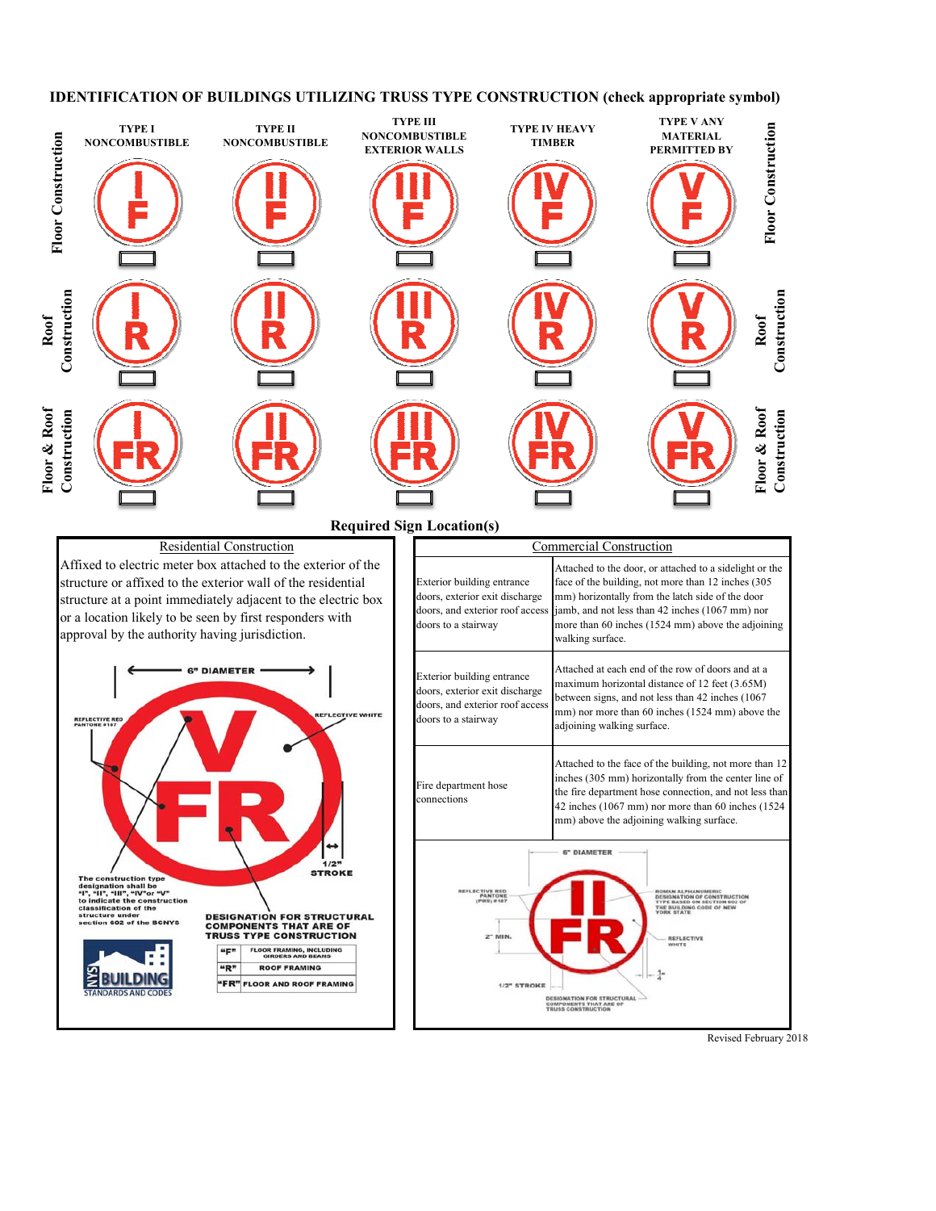## IDENTIFICATION OF BUILDINGS UTILIZING TRUSS TYPE CONSTRUCTION (check appropriate symbol)

| | TYPE I NONCOMBUSTIBLE | TYPE II NONCOMBUSTIBLE | TYPE III NONCOMBUSTIBLE EXTERIOR WALLS | TYPE IV HEAVY TIMBER | TYPE V ANY MATERIAL PERMITTED BY | |
|---|---|---|---|---|---|---|
| Floor Construction | I F ☐ | II F ☐ | III F ☐ | IV F ☐ | V F ☐ | Floor Construction |
| Roof Construction | I R ☐ | II R ☐ | III R ☐ | IV R ☐ | V R ☐ | Roof Construction |
| Floor & Roof Construction | I FR ☐ | II FR ☐ | III FR ☐ | IV FR ☐ | V FR ☐ | Floor & Roof Construction |

### Required Sign Location(s)

**Residential Construction**

Affixed to electric meter box attached to the exterior of the structure or affixed to the exterior wall of the residential structure at a point immediately adjacent to the electric box or a location likely to be seen by first responders with approval by the authority having jurisdiction.

6" DIAMETER

REFLECTIVE RED PANTONE #187

REFLECTIVE WHITE

1/2" STROKE

The construction type designation shall be "I", "II", "III", "IV" or "V" to indicate the construction classification of the structure under section 602 of the BCNYS

DESIGNATION FOR STRUCTURAL COMPONENTS THAT ARE OF TRUSS TYPE CONSTRUCTION

| | |
|---|---|
| "F" | FLOOR FRAMING, INCLUDING GIRDERS AND BEAMS |
| "R" | ROOF FRAMING |
| "FR" | FLOOR AND ROOF FRAMING |

NYS BUILDING STANDARDS AND CODES

**Commercial Construction**

| | |
|---|---|
| Exterior building entrance doors, exterior exit discharge doors, and exterior roof access doors to a stairway | Attached to the door, or attached to a sidelight or the face of the building, not more than 12 inches (305 mm) horizontally from the latch side of the door jamb, and not less than 42 inches (1067 mm) nor more than 60 inches (1524 mm) above the adjoining walking surface. |
| Exterior building entrance doors, exterior exit discharge doors, and exterior roof access doors to a stairway | Attached at each end of the row of doors and at a maximum horizontal distance of 12 feet (3.65M) between signs, and not less than 42 inches (1067 mm) nor more than 60 inches (1524 mm) above the adjoining walking surface. |
| Fire department hose connections | Attached to the face of the building, not more than 12 inches (305 mm) horizontally from the center line of the fire department hose connection, and not less than 42 inches (1067 mm) nor more than 60 inches (1524 mm) above the adjoining walking surface. |

6" DIAMETER

REFLECTIVE RED PANTONE (PMS) #187

ROMAN ALPHANUMERIC DESIGNATION OF CONSTRUCTION TYPE BASED ON SECTION 602 OF THE BUILDING CODE OF NEW YORK STATE

2" MIN.

REFLECTIVE WHITE

1/2" STROKE

1/4"

DESIGNATION FOR STRUCTURAL COMPONENTS THAT ARE OF TRUSS TYPE CONSTRUCTION

Revised February 2018